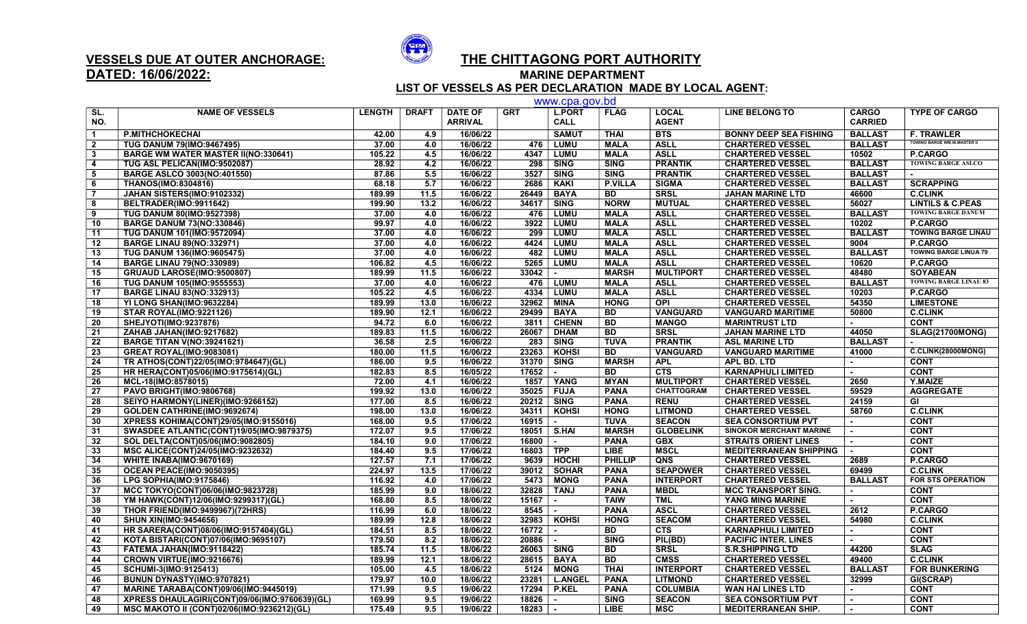**VESSELS DUE AT OUTER ANCHORAGE:**
**DATED: 16/06/2022:**

# THE CHITTAGONG PORT AUTHORITY

## MARINE DEPARTMENT

### LIST OF VESSELS AS PER DECLARATION MADE BY LOCAL AGENT:

www.cpa.gov.bd

| SL. NO. | NAME OF VESSELS | LENGTH | DRAFT | DATE OF ARRIVAL | GRT | L.PORT CALL | FLAG | LOCAL AGENT | LINE BELONG TO | CARGO CARRIED | TYPE OF CARGO |
|---|---|---|---|---|---|---|---|---|---|---|---|
| 1 | P.MITHCHOKECHAI | 42.00 | 4.9 | 16/06/22 | | SAMUT | THAI | BTS | BONNY DEEP SEA FISHING | BALLAST | F. TRAWLER |
| 2 | TUG DANUM 79(IMO:9467495) | 37.00 | 4.0 | 16/06/22 | 476 | LUMU | MALA | ASLL | CHARTERED VESSEL | BALLAST | TOWING BARGE WM.W.MASTER II |
| 3 | BARGE WM WATER MASTER II(NO:330641) | 105.22 | 4.5 | 16/06/22 | 4347 | LUMU | MALA | ASLL | CHARTERED VESSEL | 10502 | P.CARGO |
| 4 | TUG ASL PELICAN(IMO:9502087) | 28.92 | 4.2 | 16/06/22 | 298 | SING | SING | PRANTIK | CHARTERED VESSEL | BALLAST | TOWING BARGE ASLCO |
| 5 | BARGE ASLCO 3003(NO:401550) | 87.86 | 5.5 | 16/06/22 | 3527 | SING | SING | PRANTIK | CHARTERED VESSEL | BALLAST | - |
| 6 | THANOS(IMO:8304816) | 68.18 | 5.7 | 16/06/22 | 2686 | KAKI | P.VILLA | SIGMA | CHARTERED VESSEL | BALLAST | SCRAPPING |
| 7 | JAHAN SISTERS(IMO:9102332) | 189.99 | 11.5 | 16/06/22 | 26449 | BAYA | BD | SRSL | JAHAN MARINE LTD | 46600 | C.CLINK |
| 8 | BELTRADER(IMO:9911642) | 199.90 | 13.2 | 16/06/22 | 34617 | SING | NORW | MUTUAL | CHARTERED VESSEL | 56027 | LINTILS & C.PEAS |
| 9 | TUG DANUM 80(IMO:9527398) | 37.00 | 4.0 | 16/06/22 | 476 | LUMU | MALA | ASLL | CHARTERED VESSEL | BALLAST | TOWING BARGE DANUM |
| 10 | BARGE DANUM 73(NO:330846) | 99.97 | 4.0 | 16/06/22 | 3922 | LUMU | MALA | ASLL | CHARTERED VESSEL | 10202 | P.CARGO |
| 11 | TUG DANUM 101(IMO:9572094) | 37.00 | 4.0 | 16/06/22 | 299 | LUMU | MALA | ASLL | CHARTERED VESSEL | BALLAST | TOWING BARGE LINAU |
| 12 | BARGE LINAU 89(NO:332971) | 37.00 | 4.0 | 16/06/22 | 4424 | LUMU | MALA | ASLL | CHARTERED VESSEL | 9004 | P.CARGO |
| 13 | TUG DANUM 136(IMO:9605475) | 37.00 | 4.0 | 16/06/22 | 482 | LUMU | MALA | ASLL | CHARTERED VESSEL | BALLAST | TOWING BARGE LINUA 79 |
| 14 | BARGE LINAU 79(NO:330989) | 106.82 | 4.5 | 16/06/22 | 5265 | LUMU | MALA | ASLL | CHARTERED VESSEL | 10620 | P.CARGO |
| 15 | GRUAUD LAROSE(IMO:9500807) | 189.99 | 11.5 | 16/06/22 | 33042 | - | MARSH | MULTIPORT | CHARTERED VESSEL | 48480 | SOYABEAN |
| 16 | TUG DANUM 105(IMO:9555553) | 37.00 | 4.0 | 16/06/22 | 476 | LUMU | MALA | ASLL | CHARTERED VESSEL | BALLAST | TOWING BARGE LINAU 83 |
| 17 | BARGE LINAU 83(NO:332913) | 105.22 | 4.5 | 16/06/22 | 4334 | LUMU | MALA | ASLL | CHARTERED VESSEL | 10203 | P.CARGO |
| 18 | YI LONG SHAN(IMO:9632284) | 189.99 | 13.0 | 16/06/22 | 32962 | MINA | HONG | OPI | CHARTERED VESSEL | 54350 | LIMESTONE |
| 19 | STAR ROYAL(IMO:9221126) | 189.90 | 12.1 | 16/06/22 | 29499 | BAYA | BD | VANGUARD | VANGUARD MARITIME | 50800 | C.CLINK |
| 20 | SHEJYOTI(IMO:9237876) | 94.72 | 6.0 | 16/06/22 | 3811 | CHENN | BD | MANGO | MARINTRUST LTD | - | CONT |
| 21 | ZAHAB JAHAN(IMO:9217682) | 189.83 | 11.5 | 16/06/22 | 26067 | DHAM | BD | SRSL | JAHAN MARINE LTD | 44050 | SLAG(21700MONG) |
| 22 | BARGE TITAN V(NO:39241621) | 36.58 | 2.5 | 16/06/22 | 283 | SING | TUVA | PRANTIK | ASL MARINE LTD | BALLAST | - |
| 23 | GREAT ROYAL(IMO:9083081) | 180.00 | 11.5 | 16/06/22 | 23263 | KOHSI | BD | VANGUARD | VANGUARD MARITIME | 41000 | C.CLINK(28000MONG) |
| 24 | TR ATHOS(CONT)22/05(IMO:9784647)(GL) | 186.00 | 9.5 | 16/06/22 | 31370 | SING | MARSH | APL | APL BD. LTD | - | CONT |
| 25 | HR HERA(CONT)05/06(IMO:9175614)(GL) | 182.83 | 8.5 | 16/05/22 | 17652 | - | BD | CTS | KARNAPHULI LIMITED | - | CONT |
| 26 | MCL-18(IMO:8578015) | 72.00 | 4.1 | 16/06/22 | 1857 | YANG | MYAN | MULTIPORT | CHARTERED VESSEL | 2650 | Y.MAIZE |
| 27 | PAVO BRIGHT(IMO:9806768) | 199.92 | 13.0 | 16/06/22 | 35025 | FUJA | PANA | CHATTOGRAM | CHARTERED VESSEL | 59529 | AGGREGATE |
| 28 | SEIYO HARMONY(LINER)(IMO:9266152) | 177.00 | 8.5 | 16/06/22 | 20212 | SING | PANA | RENU | CHARTERED VESSEL | 24159 | GI |
| 29 | GOLDEN CATHRINE(IMO:9692674) | 198.00 | 13.0 | 16/06/22 | 34311 | KOHSI | HONG | LITMOND | CHARTERED VESSEL | 58760 | C.CLINK |
| 30 | XPRESS KOHIMA(CONT)29/05(IMO:9155016) | 168.00 | 9.5 | 17/06/22 | 16915 | - | TUVA | SEACON | SEA CONSORTIUM PVT | - | CONT |
| 31 | SWASDEE ATLANTIC(CONT)19/05(IMO:9879375) | 172.07 | 9.5 | 17/06/22 | 18051 | S.HAI | MARSH | GLOBELINK | SINOKOR MERCHANT MARINE | - | CONT |
| 32 | SOL DELTA(CONT)05/06(IMO:9082805) | 184.10 | 9.0 | 17/06/22 | 16800 | - | PANA | GBX | STRAITS ORIENT LINES | - | CONT |
| 33 | MSC ALICE(CONT)24/05(IMO:9232632) | 184.40 | 9.5 | 17/06/22 | 16803 | TPP | LIBE | MSCL | MEDITERRANEAN SHIPPING | - | CONT |
| 34 | WHITE INABA(IMO:9670169) | 127.57 | 7.1 | 17/06/22 | 9639 | HOCHI | PHILLIP | QNS | CHARTERED VESSEL | 2689 | P.CARGO |
| 35 | OCEAN PEACE(IMO:9050395) | 224.97 | 13.5 | 17/06/22 | 39012 | SOHAR | PANA | SEAPOWER | CHARTERED VESSEL | 69499 | C.CLINK |
| 36 | LPG SOPHIA(IMO:9175846) | 116.92 | 4.0 | 17/06/22 | 5473 | MONG | PANA | INTERPORT | CHARTERED VESSEL | BALLAST | FOR STS OPERATION |
| 37 | MCC TOKYO(CONT)06/06(IMO:9823728) | 185.99 | 9.0 | 18/06/22 | 32828 | TANJ | PANA | MBDL | MCC TRANSPORT SING. | - | CONT |
| 38 | YM HAWK(CONT)12/06(IMO:9299317)(GL) | 168.80 | 8.5 | 18/06/22 | 15167 | - | TAIW | TML | YANG MING MARINE | - | CONT |
| 39 | THOR FRIEND(IMO:9499967)(72HRS) | 116.99 | 6.0 | 18/06/22 | 8545 | - | PANA | ASCL | CHARTERED VESSEL | 2612 | P.CARGO |
| 40 | SHUN XIN(IMO:9454656) | 189.99 | 12.8 | 18/06/22 | 32983 | KOHSI | HONG | SEACOM | CHARTERED VESSEL | 54980 | C.CLINK |
| 41 | HR SARERA(CONT)08/06(IMO:9157404)(GL) | 184.51 | 8.5 | 18/06/22 | 16772 | - | BD | CTS | KARNAPHULI LIMITED | - | CONT |
| 42 | KOTA BISTARI(CONT)07/06(IMO:9695107) | 179.50 | 8.2 | 18/06/22 | 20886 | - | SING | PIL(BD) | PACIFIC INTER. LINES | - | CONT |
| 43 | FATEMA JAHAN(IMO:9118422) | 185.74 | 11.5 | 18/06/22 | 26063 | SING | BD | SRSL | S.R.SHIPPING LTD | 44200 | SLAG |
| 44 | CROWN VIRTUE(IMO:9216676) | 189.99 | 12.1 | 18/06/22 | 28615 | BAYA | BD | CMSS | CHARTERED VESSEL | 49400 | C.CLINK |
| 45 | SCHUMI-3(IMO:9125413) | 105.00 | 4.5 | 18/06/22 | 5124 | MONG | THAI | INTERPORT | CHARTERED VESSEL | BALLAST | FOR BUNKERING |
| 46 | BUNUN DYNASTY(IMO:9707821) | 179.97 | 10.0 | 18/06/22 | 23281 | L.ANGEL | PANA | LITMOND | CHARTERED VESSEL | 32999 | GI(SCRAP) |
| 47 | MARINE TARABA(CONT)09/06(IMO:9445019) | 171.99 | 9.5 | 19/06/22 | 17294 | P.KEL | PANA | COLUMBIA | WAN HAI LINES LTD | - | CONT |
| 48 | XPRESS DHAULAGIRI(CONT)09/06(IMO:9760639)(GL) | 169.99 | 9.5 | 19/06/22 | 18826 | - | SING | SEACON | SEA CONSORTIUM PVT | - | CONT |
| 49 | MSC MAKOTO II (CONT)02/06(IMO:9236212)(GL) | 175.49 | 9.5 | 19/06/22 | 18283 | - | LIBE | MSC | MEDITERRANEAN SHIP. | - | CONT |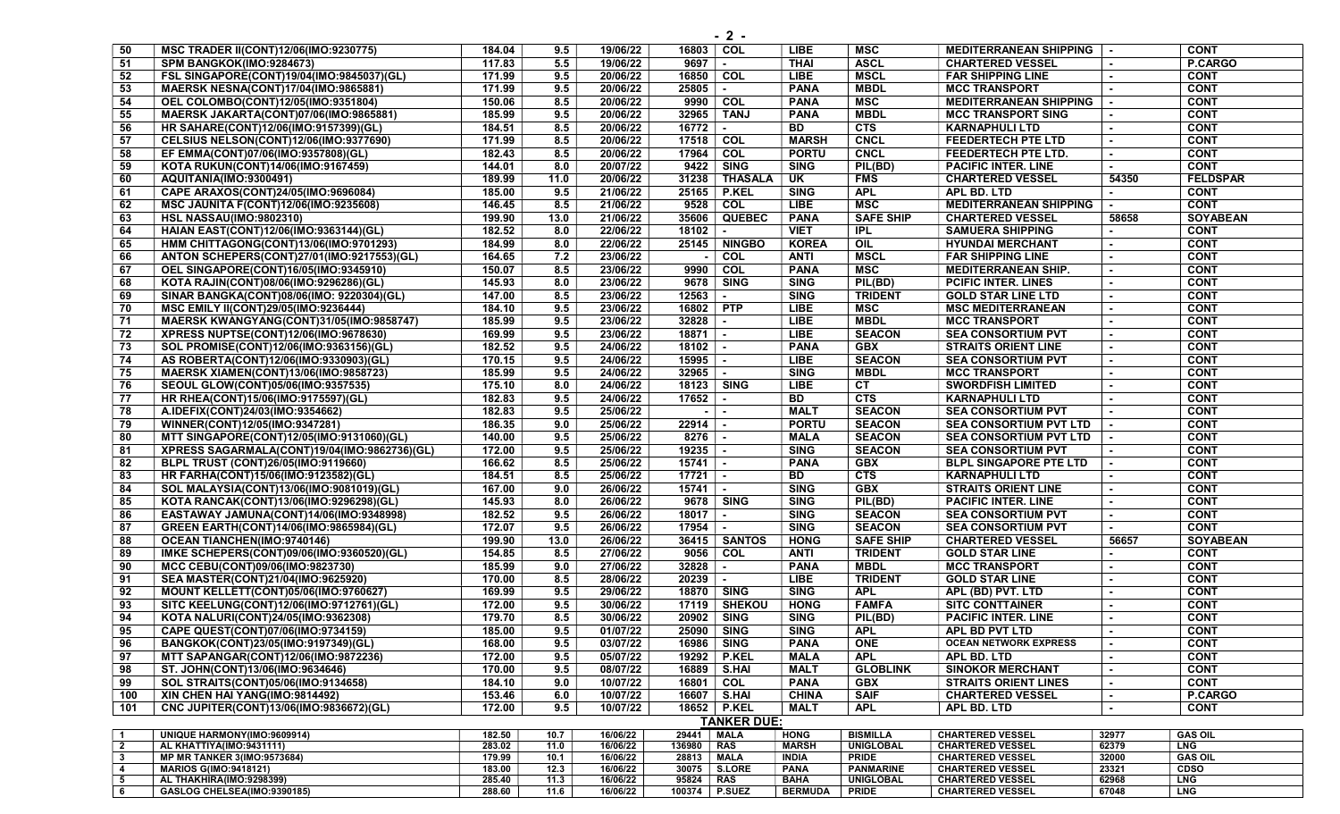| 50 | MSC TRADER II(CONT)12/06(IMO:9230775) | 184.04 | 9.5 | 19/06/22 | 16803 | COL | LIBE | MSC | MEDITERRANEAN SHIPPING | - | CONT |
|---|---|---|---|---|---|---|---|---|---|---|---|
| 51 | SPM BANGKOK(IMO:9284673) | 117.83 | 5.5 | 19/06/22 | 9697 | - | THAI | ASCL | CHARTERED VESSEL | - | P.CARGO |
| 52 | FSL SINGAPORE(CONT)19/04(IMO:9845037)(GL) | 171.99 | 9.5 | 20/06/22 | 16850 | COL | LIBE | MSCL | FAR SHIPPING LINE | - | CONT |
| 53 | MAERSK NESNA(CONT)17/04(IMO:9865881) | 171.99 | 9.5 | 20/06/22 | 25805 | - | PANA | MBDL | MCC TRANSPORT | - | CONT |
| 54 | OEL COLOMBO(CONT)12/05(IMO:9351804) | 150.06 | 8.5 | 20/06/22 | 9990 | COL | PANA | MSC | MEDITERRANEAN SHIPPING | - | CONT |
| 55 | MAERSK JAKARTA(CONT)07/06(IMO:9865881) | 185.99 | 9.5 | 20/06/22 | 32965 | TANJ | PANA | MBDL | MCC TRANSPORT SING | - | CONT |
| 56 | HR SAHARE(CONT)12/06(IMO:9157399)(GL) | 184.51 | 8.5 | 20/06/22 | 16772 | - | BD | CTS | KARNAPHULI LTD | - | CONT |
| 57 | CELSIUS NELSON(CONT)12/06(IMO:9377690) | 171.99 | 8.5 | 20/06/22 | 17518 | COL | MARSH | CNCL | FEEDERTECH PTE LTD | - | CONT |
| 58 | EF EMMA(CONT)07/06(IMO:9357808)(GL) | 182.43 | 8.5 | 20/06/22 | 17964 | COL | PORTU | CNCL | FEEDERTECH PTE LTD. | - | CONT |
| 59 | KOTA RUKUN(CONT)14/06(IMO:9167459) | 144.01 | 8.0 | 20/07/22 | 9422 | SING | SING | PIL(BD) | PACIFIC INTER. LINE | - | CONT |
| 60 | AQUITANIA(IMO:9300491) | 189.99 | 11.0 | 20/06/22 | 31238 | THASALA | UK | FMS | CHARTERED VESSEL | 54350 | FELDSPAR |
| 61 | CAPE ARAXOS(CONT)24/05(IMO:9696084) | 185.00 | 9.5 | 21/06/22 | 25165 | P.KEL | SING | APL | APL BD. LTD | - | CONT |
| 62 | MSC JAUNITA F(CONT)12/06(IMO:9235608) | 146.45 | 8.5 | 21/06/22 | 9528 | COL | LIBE | MSC | MEDITERRANEAN SHIPPING | - | CONT |
| 63 | HSL NASSAU(IMO:9802310) | 199.90 | 13.0 | 21/06/22 | 35606 | QUEBEC | PANA | SAFE SHIP | CHARTERED VESSEL | 58658 | SOYABEAN |
| 64 | HAIAN EAST(CONT)12/06(IMO:9363144)(GL) | 182.52 | 8.0 | 22/06/22 | 18102 | - | VIET | IPL | SAMUERA SHIPPING | - | CONT |
| 65 | HMM CHITTAGONG(CONT)13/06(IMO:9701293) | 184.99 | 8.0 | 22/06/22 | 25145 | NINGBO | KOREA | OIL | HYUNDAI MERCHANT | - | CONT |
| 66 | ANTON SCHEPERS(CONT)27/01(IMO:9217553)(GL) | 164.65 | 7.2 | 23/06/22 | - | COL | ANTI | MSCL | FAR SHIPPING LINE | - | CONT |
| 67 | OEL SINGAPORE(CONT)16/05(IMO:9345910) | 150.07 | 8.5 | 23/06/22 | 9990 | COL | PANA | MSC | MEDITERRANEAN SHIP. | - | CONT |
| 68 | KOTA RAJIN(CONT)08/06(IMO:9296286)(GL) | 145.93 | 8.0 | 23/06/22 | 9678 | SING | SING | PIL(BD) | PCIFIC INTER. LINES | - | CONT |
| 69 | SINAR BANGKA(CONT)08/06(IMO: 9220304)(GL) | 147.00 | 8.5 | 23/06/22 | 12563 | - | SING | TRIDENT | GOLD STAR LINE LTD | - | CONT |
| 70 | MSC EMILY II(CONT)29/05(IMO:9236444) | 184.10 | 9.5 | 23/06/22 | 16802 | PTP | LIBE | MSC | MSC MEDITERRANEAN | - | CONT |
| 71 | MAERSK KWANGYANG(CONT)31/05(IMO:9858747) | 185.99 | 9.5 | 23/06/22 | 32828 | - | LIBE | MBDL | MCC TRANSPORT | - | CONT |
| 72 | XPRESS NUPTSE(CONT)12/06(IMO:9678630) | 169.99 | 9.5 | 23/06/22 | 18871 | - | LIBE | SEACON | SEA CONSORTIUM PVT | - | CONT |
| 73 | SOL PROMISE(CONT)12/06(IMO:9363156)(GL) | 182.52 | 9.5 | 24/06/22 | 18102 | - | PANA | GBX | STRAITS ORIENT LINE | - | CONT |
| 74 | AS ROBERTA(CONT)12/06(IMO:9330903)(GL) | 170.15 | 9.5 | 24/06/22 | 15995 | - | LIBE | SEACON | SEA CONSORTIUM PVT | - | CONT |
| 75 | MAERSK XIAMEN(CONT)13/06(IMO:9858723) | 185.99 | 9.5 | 24/06/22 | 32965 | - | SING | MBDL | MCC TRANSPORT | - | CONT |
| 76 | SEOUL GLOW(CONT)05/06(IMO:9357535) | 175.10 | 8.0 | 24/06/22 | 18123 | SING | LIBE | CT | SWORDFISH LIMITED | - | CONT |
| 77 | HR RHEA(CONT)15/06(IMO:9175597)(GL) | 182.83 | 9.5 | 24/06/22 | 17652 | - | BD | CTS | KARNAPHULI LTD | - | CONT |
| 78 | A.IDEFIX(CONT)24/03(IMO:9354662) | 182.83 | 9.5 | 25/06/22 | - | - | MALT | SEACON | SEA CONSORTIUM PVT | - | CONT |
| 79 | WINNER(CONT)12/05(IMO:9347281) | 186.35 | 9.0 | 25/06/22 | 22914 | - | PORTU | SEACON | SEA CONSORTIUM PVT LTD | - | CONT |
| 80 | MTT SINGAPORE(CONT)12/05(IMO:9131060)(GL) | 140.00 | 9.5 | 25/06/22 | 8276 | - | MALA | SEACON | SEA CONSORTIUM PVT LTD | - | CONT |
| 81 | XPRESS SAGARMALA(CONT)19/04(IMO:9862736)(GL) | 172.00 | 9.5 | 25/06/22 | 19235 | - | SING | SEACON | SEA CONSORTIUM PVT | - | CONT |
| 82 | BLPL TRUST (CONT)26/05(IMO:9119660) | 166.62 | 8.5 | 25/06/22 | 15741 | - | PANA | GBX | BLPL SINGAPORE PTE LTD | - | CONT |
| 83 | HR FARHA(CONT)15/06(IMO:9123582)(GL) | 184.51 | 8.5 | 25/06/22 | 17721 | - | BD | CTS | KARNAPHULI LTD | - | CONT |
| 84 | SOL MALAYSIA(CONT)13/06(IMO:9081019)(GL) | 167.00 | 9.0 | 26/06/22 | 15741 | - | SING | GBX | STRAITS ORIENT LINE | - | CONT |
| 85 | KOTA RANCAK(CONT)13/06(IMO:9296298)(GL) | 145.93 | 8.0 | 26/06/22 | 9678 | SING | SING | PIL(BD) | PACIFIC INTER. LINE | - | CONT |
| 86 | EASTAWAY JAMUNA(CONT)14/06(IMO:9348998) | 182.52 | 9.5 | 26/06/22 | 18017 | - | SING | SEACON | SEA CONSORTIUM PVT | - | CONT |
| 87 | GREEN EARTH(CONT)14/06(IMO:9865984)(GL) | 172.07 | 9.5 | 26/06/22 | 17954 | - | SING | SEACON | SEA CONSORTIUM PVT | - | CONT |
| 88 | OCEAN TIANCHEN(IMO:9740146) | 199.90 | 13.0 | 26/06/22 | 36415 | SANTOS | HONG | SAFE SHIP | CHARTERED VESSEL | 56657 | SOYABEAN |
| 89 | IMKE SCHEPERS(CONT)09/06(IMO:9360520)(GL) | 154.85 | 8.5 | 27/06/22 | 9056 | COL | ANTI | TRIDENT | GOLD STAR LINE | - | CONT |
| 90 | MCC CEBU(CONT)09/06(IMO:9823730) | 185.99 | 9.0 | 27/06/22 | 32828 | - | PANA | MBDL | MCC TRANSPORT | - | CONT |
| 91 | SEA MASTER(CONT)21/04(IMO:9625920) | 170.00 | 8.5 | 28/06/22 | 20239 | - | LIBE | TRIDENT | GOLD STAR LINE | - | CONT |
| 92 | MOUNT KELLETT(CONT)05/06(IMO:9760627) | 169.99 | 9.5 | 29/06/22 | 18870 | SING | SING | APL | APL (BD) PVT. LTD | - | CONT |
| 93 | SITC KEELUNG(CONT)12/06(IMO:9712761)(GL) | 172.00 | 9.5 | 30/06/22 | 17119 | SHEKOU | HONG | FAMFA | SITC CONTTAINER | - | CONT |
| 94 | KOTA NALURI(CONT)24/05(IMO:9362308) | 179.70 | 8.5 | 30/06/22 | 20902 | SING | SING | PIL(BD) | PACIFIC INTER. LINE | - | CONT |
| 95 | CAPE QUEST(CONT)07/06(IMO:9734159) | 185.00 | 9.5 | 01/07/22 | 25090 | SING | SING | APL | APL BD PVT LTD | - | CONT |
| 96 | BANGKOK(CONT)23/05(IMO:9197349)(GL) | 168.00 | 9.5 | 03/07/22 | 16986 | SING | PANA | ONE | OCEAN NETWORK EXPRESS | - | CONT |
| 97 | MTT SAPANGAR(CONT)12/06(IMO:9872236) | 172.00 | 9.5 | 05/07/22 | 19292 | P.KEL | MALA | APL | APL BD. LTD | - | CONT |
| 98 | ST. JOHN(CONT)13/06(IMO:9634646) | 170.00 | 9.5 | 08/07/22 | 16889 | S.HAI | MALT | GLOBLINK | SINOKOR MERCHANT | - | CONT |
| 99 | SOL STRAITS(CONT)05/06(IMO:9134658) | 184.10 | 9.0 | 10/07/22 | 16801 | COL | PANA | GBX | STRAITS ORIENT LINES | - | CONT |
| 100 | XIN CHEN HAI YANG(IMO:9814492) | 153.46 | 6.0 | 10/07/22 | 16607 | S.HAI | CHINA | SAIF | CHARTERED VESSEL | - | P.CARGO |
| 101 | CNC JUPITER(CONT)13/06(IMO:9836672)(GL) | 172.00 | 9.5 | 10/07/22 | 18652 | P.KEL | MALT | APL | APL BD. LTD | - | CONT |

**TANKER DUE:**

| 1 | UNIQUE HARMONY(IMO:9609914) | 182.50 | 10.7 | 16/06/22 | 29441 | MALA | HONG | BISMILLA | CHARTERED VESSEL | 32977 | GAS OIL |
|---|---|---|---|---|---|---|---|---|---|---|---|
| 2 | AL KHATTIYA(IMO:9431111) | 283.02 | 11.0 | 16/06/22 | 136980 | RAS | MARSH | UNIGLOBAL | CHARTERED VESSEL | 62379 | LNG |
| 3 | MP MR TANKER 3(IMO:9573684) | 179.99 | 10.1 | 16/06/22 | 28813 | MALA | INDIA | PRIDE | CHARTERED VESSEL | 32000 | GAS OIL |
| 4 | MARIOS G(IMO:9418121) | 183.00 | 12.3 | 16/06/22 | 30075 | S.LORE | PANA | PANMARINE | CHARTERED VESSEL | 23321 | CDSO |
| 5 | AL THAKHIRA(IMO:9298399) | 285.40 | 11.3 | 16/06/22 | 95824 | RAS | BAHA | UNIGLOBAL | CHARTERED VESSEL | 62968 | LNG |
| 6 | GASLOG CHELSEA(IMO:9390185) | 288.60 | 11.6 | 16/06/22 | 100374 | P.SUEZ | BERMUDA | PRIDE | CHARTERED VESSEL | 67048 | LNG |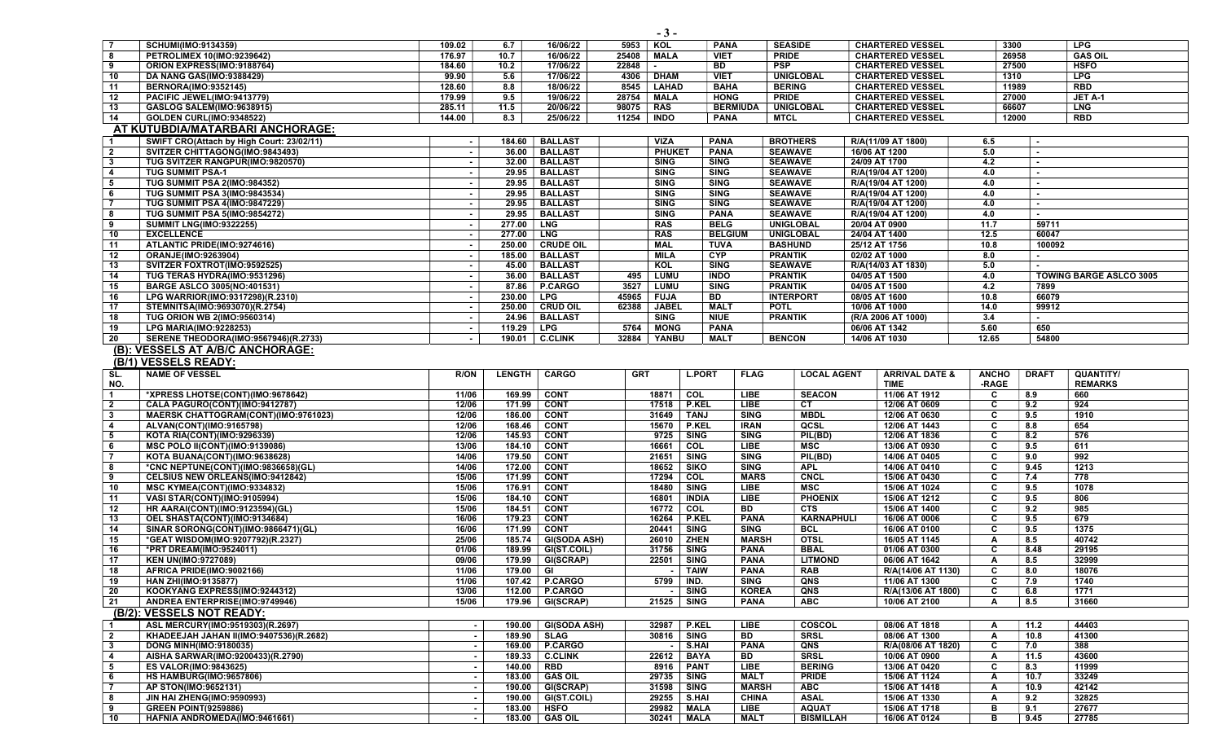| 7 | SCHUMI(IMO:9134359) | 109.02 | 6.7 | 16/06/22 | 5953 | KOL | PANA | SEASIDE | CHARTERED VESSEL | 3300 | LPG |
|---|---|---|---|---|---|---|---|---|---|---|---|
| 8 | PETROLIMEX 10(IMO:9239642) | 176.97 | 10.7 | 16/06/22 | 25408 | MALA | VIET | PRIDE | CHARTERED VESSEL | 26958 | GAS OIL |
| 9 | ORION EXPRESS(IMO:9188764) | 184.60 | 10.2 | 17/06/22 | 22848 | - | BD | PSP | CHARTERED VESSEL | 27500 | HSFO |
| 10 | DA NANG GAS(IMO:9388429) | 99.90 | 5.6 | 17/06/22 | 4306 | DHAM | VIET | UNIGLOBAL | CHARTERED VESSEL | 1310 | LPG |
| 11 | BERNORA(IMO:9352145) | 128.60 | 8.8 | 18/06/22 | 8545 | LAHAD | BAHA | BERING | CHARTERED VESSEL | 11989 | RBD |
| 12 | PACIFIC JEWEL(IMO:9413779) | 179.99 | 9.5 | 19/06/22 | 28754 | MALA | HONG | PRIDE | CHARTERED VESSEL | 27000 | JET A-1 |
| 13 | GASLOG SALEM(IMO:9638915) | 285.11 | 11.5 | 20/06/22 | 98075 | RAS | BERMIUDA | UNIGLOBAL | CHARTERED VESSEL | 66607 | LNG |
| 14 | GOLDEN CURL(IMO:9348522) | 144.00 | 8.3 | 25/06/22 | 11254 | INDO | PANA | MTCL | CHARTERED VESSEL | 12000 | RBD |

## AT KUTUBDIA/MATARBARI ANCHORAGE:

| 1 | SWIFT CRO(Attach by High Court: 23/02/11) | - | 184.60 | BALLAST | | VIZA | PANA | BROTHERS | R/A(11/09 AT 1800) | 6.5 | - |
|---|---|---|---|---|---|---|---|---|---|---|---|
| 2 | SVITZER CHITTAGONG(IMO:9843493) | - | 36.00 | BALLAST | | PHUKET | PANA | SEAWAVE | 16/06 AT 1200 | 5.0 | - |
| 3 | TUG SVITZER RANGPUR(IMO:9820570) | - | 32.00 | BALLAST | | SING | SING | SEAWAVE | 24/09 AT 1700 | 4.2 | - |
| 4 | TUG SUMMIT PSA-1 | - | 29.95 | BALLAST | | SING | SING | SEAWAVE | R/A(19/04 AT 1200) | 4.0 | - |
| 5 | TUG SUMMIT PSA 2(IMO:984352) | - | 29.95 | BALLAST | | SING | SING | SEAWAVE | R/A(19/04 AT 1200) | 4.0 | - |
| 6 | TUG SUMMIT PSA 3(IMO:9843534) | - | 29.95 | BALLAST | | SING | SING | SEAWAVE | R/A(19/04 AT 1200) | 4.0 | - |
| 7 | TUG SUMMIT PSA 4(IMO:9847229) | - | 29.95 | BALLAST | | SING | SING | SEAWAVE | R/A(19/04 AT 1200) | 4.0 | - |
| 8 | TUG SUMMIT PSA 5(IMO:9854272) | - | 29.95 | BALLAST | | SING | PANA | SEAWAVE | R/A(19/04 AT 1200) | 4.0 | - |
| 9 | SUMMIT LNG(IMO:9322255) | - | 277.00 | LNG | | RAS | BELG | UNIGLOBAL | 20/04 AT 0900 | 11.7 | 59711 |
| 10 | EXCELLENCE | - | 277.00 | LNG | | RAS | BELGIUM | UNIGLOBAL | 24/04 AT 1400 | 12.5 | 60047 |
| 11 | ATLANTIC PRIDE(IMO:9274616) | - | 250.00 | CRUDE OIL | | MAL | TUVA | BASHUND | 25/12 AT 1756 | 10.8 | 100092 |
| 12 | ORANJE(IMO:9263904) | - | 185.00 | BALLAST | | MILA | CYP | PRANTIK | 02/02 AT 1000 | 8.0 | - |
| 13 | SVITZER FOXTROT(IMO:9592525) | - | 45.00 | BALLAST | | KOL | SING | SEAWAVE | R/A(14/03 AT 1830) | 5.0 | - |
| 14 | TUG TERAS HYDRA(IMO:9531296) | - | 36.00 | BALLAST | 495 | LUMU | INDO | PRANTIK | 04/05 AT 1500 | 4.0 | TOWING BARGE ASLCO 3005 |
| 15 | BARGE ASLCO 3005(NO:401531) | - | 87.86 | P.CARGO | 3527 | LUMU | SING | PRANTIK | 04/05 AT 1500 | 4.2 | 7899 |
| 16 | LPG WARRIOR(IMO:9317298)(R.2310) | - | 230.00 | LPG | 45965 | FUJA | BD | INTERPORT | 08/05 AT 1600 | 10.8 | 66079 |
| 17 | STEMNITSA(IMO:9693070)(R.2754) | - | 250.00 | CRUD OIL | 62388 | JABEL | MALT | POTL | 10/06 AT 1000 | 14.0 | 99912 |
| 18 | TUG ORION WB 2(IMO:9560314) | - | 24.96 | BALLAST | | SING | NIUE | PRANTIK | (R/A 2006 AT 1000) | 3.4 | - |
| 19 | LPG MARIA(IMO:9228253) | - | 119.29 | LPG | 5764 | MONG | PANA | | 06/06 AT 1342 | 5.60 | 650 |
| 20 | SERENE THEODORA(IMO:9567946)(R.2733) | - | 190.01 | C.CLINK | 32884 | YANBU | MALT | BENCON | 14/06 AT 1030 | 12.65 | 54800 |

## (B): VESSELS AT A/B/C ANCHORAGE:

### (B/1) VESSELS READY:

| SL. NO. | NAME OF VESSEL | R/ON | LENGTH | CARGO | GRT | L.PORT | FLAG | LOCAL AGENT | ARRIVAL DATE & TIME | ANCHO-RAGE | DRAFT | QUANTITY/ REMARKS |
|---|---|---|---|---|---|---|---|---|---|---|---|---|
| 1 | *XPRESS LHOTSE(CONT)(IMO:9678642) | 11/06 | 169.99 | CONT | 18871 | COL | LIBE | SEACON | 11/06 AT 1912 | C | 8.9 | 660 |
| 2 | CALA PAGURO(CONT)(IMO:9412787) | 12/06 | 171.99 | CONT | 17518 | P.KEL | LIBE | CT | 12/06 AT 0609 | C | 9.2 | 924 |
| 3 | MAERSK CHATTOGRAM(CONT)(IMO:9761023) | 12/06 | 186.00 | CONT | 31649 | TANJ | SING | MBDL | 12/06 AT 0630 | C | 9.5 | 1910 |
| 4 | ALVAN(CONT)(IMO:9165798) | 12/06 | 168.46 | CONT | 15670 | P.KEL | IRAN | QCSL | 12/06 AT 1443 | C | 8.8 | 654 |
| 5 | KOTA RIA(CONT)(IMO:9296339) | 12/06 | 145.93 | CONT | 9725 | SING | SING | PIL(BD) | 12/06 AT 1836 | C | 8.2 | 576 |
| 6 | MSC POLO II(CONT)(IMO:9139086) | 13/06 | 184.10 | CONT | 16661 | COL | LIBE | MSC | 13/06 AT 0930 | C | 9.5 | 611 |
| 7 | KOTA BUANA(CONT)(IMO:9638628) | 14/06 | 179.50 | CONT | 21651 | SING | SING | PIL(BD) | 14/06 AT 0405 | C | 9.0 | 992 |
| 8 | *CNC NEPTUNE(CONT)(IMO:9836658)(GL) | 14/06 | 172.00 | CONT | 18652 | SIKO | SING | APL | 14/06 AT 0410 | C | 9.45 | 1213 |
| 9 | CELSIUS NEW ORLEANS(IMO:9412842) | 15/06 | 171.99 | CONT | 17294 | COL | MARS | CNCL | 15/06 AT 0430 | C | 7.4 | 778 |
| 10 | MSC KYMEA(CONT)(IMO:9334832) | 15/06 | 176.91 | CONT | 18480 | SING | LIBE | MSC | 15/06 AT 1024 | C | 9.5 | 1078 |
| 11 | VASI STAR(CONT)(IMO:9105994) | 15/06 | 184.10 | CONT | 16801 | INDIA | LIBE | PHOENIX | 15/06 AT 1212 | C | 9.5 | 806 |
| 12 | HR AARAI(CONT)(IMO:9123594)(GL) | 15/06 | 184.51 | CONT | 16772 | COL | BD | CTS | 15/06 AT 1400 | C | 9.2 | 985 |
| 13 | OEL SHASTA(CONT)(IMO:9134684) | 16/06 | 179.23 | CONT | 16264 | P.KEL | PANA | KARNAPHULI | 16/06 AT 0006 | C | 9.5 | 679 |
| 14 | SINAR SORONG(CONT)(IMO:9866471)(GL) | 16/06 | 171.99 | CONT | 20441 | SING | SING | BCL | 16/06 AT 0100 | C | 9.5 | 1375 |
| 15 | *GEAT WISDOM(IMO:9207792)(R.2327) | 25/06 | 185.74 | GI(SODA ASH) | 26010 | ZHEN | MARSH | OTSL | 16/05 AT 1145 | A | 8.5 | 40742 |
| 16 | *PRT DREAM(IMO:9524011) | 01/06 | 189.99 | GI(ST.COIL) | 31756 | SING | PANA | BBAL | 01/06 AT 0300 | C | 8.48 | 29195 |
| 17 | KEN UN(IMO:9727089) | 09/06 | 179.99 | GI(SCRAP) | 22501 | SING | PANA | LITMOND | 06/06 AT 1642 | A | 8.5 | 32999 |
| 18 | AFRICA PRIDE(IMO:9002166) | 11/06 | 179.00 | GI | - | TAIW | PANA | RAB | R/A(14/06 AT 1130) | C | 8.0 | 18076 |
| 19 | HAN ZHI(IMO:9135877) | 11/06 | 107.42 | P.CARGO | 5799 | IND. | SING | QNS | 11/06 AT 1300 | C | 7.9 | 1740 |
| 20 | KOOKYANG EXPRESS(IMO:9244312) | 13/06 | 112.00 | P.CARGO | - | SING | KOREA | QNS | R/A(13/06 AT 1800) | C | 6.8 | 1771 |
| 21 | ANDREA ENTERPRISE(IMO:9749946) | 15/06 | 179.96 | GI(SCRAP) | 21525 | SING | PANA | ABC | 10/06 AT 2100 | A | 8.5 | 31660 |

### (B/2): VESSELS NOT READY:

| 1 | ASL MERCURY(IMO:9519303)(R.2697) | - | 190.00 | GI(SODA ASH) | 32987 | P.KEL | LIBE | COSCOL | 08/06 AT 1818 | A | 11.2 | 44403 |
|---|---|---|---|---|---|---|---|---|---|---|---|---|
| 2 | KHADEEJAH JAHAN II(IMO:9407536)(R.2682) | - | 189.90 | SLAG | 30816 | SING | BD | SRSL | 08/06 AT 1300 | A | 10.8 | 41300 |
| 3 | DONG MINH(IMO:9180035) | - | 169.00 | P.CARGO | - | S.HAI | PANA | QNS | R/A(08/06 AT 1820) | C | 7.0 | 388 |
| 4 | AISHA SARWAR(IMO:9200433)(R.2790) | - | 189.33 | C.CLINK | 22612 | BAYA | BD | SRSL | 10/06 AT 0900 | A | 11.5 | 43600 |
| 5 | ES VALOR(IMO:9843625) | - | 140.00 | RBD | 8916 | PANT | LIBE | BERING | 13/06 AT 0420 | C | 8.3 | 11999 |
| 6 | HS HAMBURG(IMO:9657806) | - | 183.00 | GAS OIL | 29735 | SING | MALT | PRIDE | 15/06 AT 1124 | A | 10.7 | 33249 |
| 7 | AP STON(IMO:9652131) | - | 190.00 | GI(SCRAP) | 31598 | SING | MARSH | ABC | 15/06 AT 1418 | A | 10.9 | 42142 |
| 8 | JIN HAI ZHENG(IMO:9590993) | - | 190.00 | GI(ST.COIL) | 29255 | S.HAI | CHINA | ASAL | 15/06 AT 1330 | A | 9.2 | 32825 |
| 9 | GREEN POINT(9259886) | - | 183.00 | HSFO | 29982 | MALA | LIBE | AQUAT | 15/06 AT 1718 | B | 9.1 | 27677 |
| 10 | HAFNIA ANDROMEDA(IMO:9461661) | - | 183.00 | GAS OIL | 30241 | MALA | MALT | BISMILLAH | 16/06 AT 0124 | B | 9.45 | 27785 |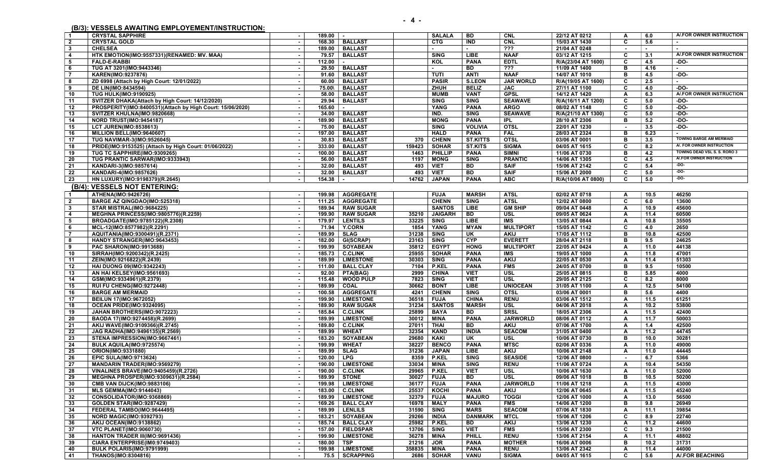## (B/3): VESSELS AWAITING EMPLOYEMENT/INSTRUCTION:

| | | | | | | | | | | | | |
|---|---|---|---|---|---|---|---|---|---|---|---|---|
| 1 | CRYSTAL SAPPHIRE | - | 189.00 | - | | SALALA | BD | CNL | 22/12 AT 0212 | A | 6.0 | A/.FOR OWNER INSTRUCTION |
| 2 | CRYSTAL GOLD | - | 168.30 | BALLAST | | CTG | IND | CNL | 15/03 AT 1430 | C | 5.6 | - |
| 3 | CHELSEA | - | 189.00 | BALLAST | | - | - | ??? | 21/04 AT 0248 | - | - | - |
| 4 | HTK EMOTION(IMO:9557331)(RENAMED: MV. MAA) | - | 79.57 | BALLAST | | SING | LIBE | NAAF | 03/12 AT 1215 | C | 3.1 | A/.FOR OWNER INSTRUCTION |
| 5 | FALD-E-RABBI | - | 112.00 | - | | KOL | PANA | EDTL | R/A(23/04 AT 1600) | C | 4.5 | -DO- |
| 6 | TUG AT 3201(IMO:9443346) | - | 29.50 | BALLAST | | - | BD | ??? | 11/09 AT 1400 | B | 4.16 | - |
| 7 | KAREN(IMO:9237876) | - | 91.60 | BALLAST | | TUTI | ANTI | NAAF | 14/07 AT 1010 | B | 4.5 | -DO- |
| 8 | ZD 6998 (Attach by High Court: 12/01/2022) | - | 60.00 | BALLAST | | PASIR | S.LEON | JAR WORLD | R/A(19/05 AT 1600) | C | 2.5 | - |
| 9 | DE LIN(IMO:8434594) | - | 75.00\ | BALLAST | | ZHUH | BELIZ | JAC | 27/11 AT 1100 | C | 4.0 | -DO- |
| 10 | TUG HULK(IMO:9190925) | - | 58.00 | BALLAST | | MUMB | VANT | GPSL | 14/12 AT 1420 | A | 6.3 | A/.FOR OWNER INSTRUCTION |
| 11 | SVITZER DHAKA(Attach by High Court: 14/12/2020) | - | 29.94 | BALLAST | | SING | SING | SEAWAVE | R/A(16/11 AT 1200) | C | 5.0 | -DO- |
| 12 | PROSPERITY(IMO:8400531)(Attach by High Court: 15/06/2020) | - | 165.60 | - | | YANG | PANA | ARGO | 08/02 AT 1148 | C | 5.0 | -DO- |
| 13 | SVITZER KHULNA(IMO:9820668) | - | 34.00 | BALLAST | | IND. | SING | SEAWAVE | R/A(21/10 AT 1300) | C | 5.0 | -DO- |
| 14 | NORD TRUST(IMO:9454187) | - | 189.90 | BALLAST | | MONG | PANA | IPL | 28/10 AT 2306 | B | 5.2 | -DO- |
| 15 | LCT JUREN(IMO:8538613) | - | 75.00 | BALLAST | | SING | VOLIVIA | OTSL | 22/01 AT 1230 | - | 3.5 | -DO- |
| 16 | MILLION BELL(IMO:9640607) | - | 197.00 | BALLAST | | HALD | PANA | FAL | 28/03 AT 2324 | B | 6.23 | - |
| 17 | TUG NAVIMAR-3(IMO:9526045) | - | 30.83 | BALLAST | 370 | CHENN | ST.KITTS | OTSL | 03/06 AT 0001 | B | 3.5 | TOWING BARGE AM MERMAID |
| 18 | PRIDE(IMO:9153525) (Attach by High Court: 01/06/2022) | - | 333.00 | BALLAST | 159423 | SOHAR | ST.KITS | SIGMA | 04/05 AT 1615 | C | 8.2 | A/. FOR OWNER INSTRUCTION |
| 19 | TUG TC SAPPHIRE(IMO:9309265) | - | 100.00 | BALLAST | 1463 | PHILLIP | PANA | SIMNI | 11/06 AT 0730 | B | 4.2 | TOWING DEAD VSL S. S. RORO 3 |
| 20 | TUG PRANTIC SARWAR(IMO:9333943) | - | 56.00 | BALLAST | 1197 | MONG | SING | PRANTIC | 14/06 AT 1305 | C | 4.5 | A/.FOR OWNER INSTRUCTION |
| 21 | KANDARI-3(IMO:9857614) | - | 32.00 | BALLAST | 493 | VIET | BD | SAIF | 15/06 AT 2142 | C | 5.4 | -DO- |
| 22 | KANDARI-4(IMO:9857626) | - | 32.00 | BALLAST | 493 | VIET | BD | SAIF | 15/06 AT 2000 | C | 5.0 | -DO- |
| 23 | HN LUXURY(IMO:9198379)(R.2645) | - | 154.38 | - | 14762 | JAPAN | PANA | ABC | R/A(10/06 AT 0800) | C | 5.0 | -DO- |

## (B/4): VESSELS NOT ENTERING:

| | | | | | | | | | | | | |
|---|---|---|---|---|---|---|---|---|---|---|---|---|
| 1 | ATHENA(IMO:9426726) | - | 199.98 | AGGREGATE | | FUJA | MARSH | ATSL | 02/02 AT 0718 | A | 10.5 | 46250 |
| 2 | BARGE AZ QINGDAO(IMO:525318) | - | 111.25 | AGGREGATE | | CHENN | SING | ATSL | 12/02 AT 0800 | C | 6.0 | 13600 |
| 3 | STAR MISTRAL(IMO:9684225) | - | 189.94 | RAW SUGAR | | SANTOS | LIBE | GM SHIP | 09/04 AT 0448 | A | 10.9 | 45600 |
| 4 | MEGHNA PRINCESS(IMO:9805776)(R.2259) | - | 199.90 | RAW SUGAR | 35210 | JAIGARH | BD | USL | 09/05 AT 0624 | A | 11.4 | 60500 |
| 5 | BROADGATE(IMO:9785122)(R.2308) | - | 179.97 | LENTILS | 33225 | SING | LIBE | IMS | 13/05 AT 0844 | A | 10.8 | 35505 |
| 6 | MCL-12(IMO:8577982)(R.2291) | - | 71.94 | Y.CORN | 1854 | YANG | MYAN | MULTIPORT | 15/05 AT 1142 | C | 4.0 | 2650 |
| 7 | AQUITANIA(IMO:9300491)(R.2371) | - | 189.99 | SLAG | 31238 | SING | UK | AKIJ | 17/05 AT 1112 | B | 10.8 | 42500 |
| 8 | HANDY STRANGER(IMO:9643453) | - | 182.00 | GI(SCRAP) | 23163 | SING | CYP | EVERETT | 28/04 AT 2118 | B | 9.5 | 24625 |
| 9 | PAC SHARON(IMO:9913688) | - | 199.99 | SOYABEAN | 35812 | EGYPT | HONG | MULTIPORT | 22/05 AT 0424 | A | 11.0 | 44138 |
| 10 | SIRRAH(IMO:9200342)(R.2425) | - | 185.73 | C.CLINK | 25955 | SOHAR | PANA | IMS | 19/05 AT 1000 | A | 11.8 | 47001 |
| 11 | ZEIN(IMO:9216822)(R.2439) | - | 189.99 | LIMESTONE | 30303 | SING | PANA | AKIJ | 22/05 AT 0530 | A | 11.4 | 51303 |
| 12 | HAI DUONG 09(IMO:9342243) | - | 111.00 | BALL CLAY | 7104 | P.KEL | PANA | FMS | 24/05 AT 0700 | B | 9.5 | 10500 |
| 13 | AN HAI KELSEY(IMO:9561693) | - | 92.00 | PTA(BAG) | 2999 | CHINA | VIET | USL | 25/05 AT 0815 | B | 5.85 | 4000 |
| 14 | GSM(IMO:9334961)(R.2379) | - | 115.48 | WOOD PULP | 7823 | SING | VIET | USL | 29/05 AT 2125 | C | 8.2 | 8000 |
| 15 | RUI FU CHENG(IMO:9272448) | - | 189.99 | COAL | 30662 | BONT | LIBE | UNIOCEAN | 31/05 AT 1100 | A | 12.5 | 54100 |
| 16 | BARGE AM MERMAID | - | 100.58 | AGGREGATE | 4241 | CHENN | SING | OTSL | 03/06 AT 0001 | B | 5.6 | 4400 |
| 17 | BEILUN 17(IMO:9672052) | - | 199.90 | LIMESTONE | 36518 | FUJA | CHINA | RENU | 03/06 AT 1512 | A | 11.5 | 61251 |
| 18 | OCEAN PRIDE(IMO:9324095) | - | 189.90 | RAW SUGAR | 31234 | SANTOS | MARSH | USL | 04/06 AT 2018 | A | 10.2 | 53800 |
| 19 | JAHAN BROTHERS(IMO:9072223) | - | 185.84 | C.CLINK | 25899 | BAYA | BD | SRSL | 18/05 AT 2306 | A | 11.5 | 42400 |
| 20 | BAODA 17(IMO:9274458)(R.2699) | - | 189.99 | LIMESTONE | 30012 | MINA | PANA | JARWORLD | 08/06 AT 0112 | A | 11.7 | 50003 |
| 21 | AKIJ WAVE(IMO:9109366)(R.2745) | - | 189.80 | C.CLINK | 27011 | THAI | BD | AKIJ | 07/06 AT 1700 | A | 1.4 | 42500 |
| 22 | JAG RADHA(IMO:9496135)(R.2569) | - | 189.99 | WHEAT | 32354 | KAND | INDIA | SEACOM | 31/05 AT 0400 | A | 11.2 | 44745 |
| 23 | STENA IMPRESSION(IMO:9667461) | - | 183.20 | SOYABEAN | 29680 | KAKI | UK | USL | 10/06 AT 0730 | B | 10.0 | 30281 |
| 24 | BULK AQUILA(IMO:9725574) | - | 199.99 | WHEAT | 38227 | BENCO | PANA | MTSC | 02/06 AT 0336 | A | 11.0 | 49000 |
| 25 | ORION(IMO:9331880) | - | 189.99 | SLAG | 31236 | JAPAN | LIBE | AKIJ | 10/06 AT 2148 | A | 11.0 | 44445 |
| 26 | EPIC SULA(IMO:9713624) | - | 120.00 | LPG | 8359 | P.KEL | SING | SEASIDE | 12/06 AT 0800 | - | 6.7 | 5366 |
| 27 | MANDARIN TRADER(IMO:9569279) | - | 190.00 | LIMESTONE | 33034 | MINA | SING | RENU | 11/06 AT 0724 | A | 10.4 | 54350 |
| 28 | VINALINES BRAVE(IMO:9405459)(R.2726) | - | 190.00 | C.CLINK | 29965 | P.KEL | VIET | USL | 10/06 AT 1630 | A | 11.0 | 52000 |
| 29 | MEGHNA PROSPER(IMO:9309631)(R.2584) | - | 189.99 | STONE | 30027 | FUJA | BD | USL | 09/06 AT 1018 | B | 10.5 | 50200 |
| 30 | CMB VAN DIJCK(IMO:9883106) | - | 199.98 | LIMESTONE | 36177 | FUJA | PANA | JARWORLD | 11/06 AT 1218 | A | 11.5 | 43000 |
| 31 | MLS GEMMA(IMO:9144043) | - | 183.00 | C.CLINK | 25537 | KOCHI | PANA | AKIJ | 12/06 AT 0645 | A | 11.5 | 45240 |
| 32 | CONSOLIDATOR(IMO:9368869) | - | 189.99 | LIMESTONE | 32379 | FUJA | MAJURO | TOGGI | 12/06 AT 1000 | A | 13.0 | 56500 |
| 33 | GOLDEN STAR(IMO:9287429) | - | 169.26 | BALL CLAY | 16978 | MALY | PANA | FMS | 14/06 AT 1200 | B | 9.8 | 26949 |
| 34 | FEDERAL TAMBO(IMO:9644495) | - | 189.99 | LENLILS | 31590 | SING | MARS | SEACOM | 07/06 AT 1830 | A | 11.1 | 39854 |
| 35 | NORD MAGIC(IMO:9392793) | - | 183.21 | SOYABEAN | 29266 | INDIA | DANMARK | MTCL | 15/06 AT 1206 | C | 8.9 | 22740 |
| 36 | AKIJ OCEAN(IMO:9138862) | - | 185.74 | BALL CLAY | 25982 | P.KEL | BD | AKIJ | 13/06 AT 1230 | A | 11.2 | 44600 |
| 37 | VTC PLANET(IMO:9060730) | - | 157.00 | FIELDSPAR | 13706 | SING | VIET | FMS | 15/06 AT 2300 | C | 9.3 | 21500 |
| 38 | HANTON TRADER III(IMO:9691436) | - | 199.90 | LIMESTONE | 36278 | MINA | PHILL | RENU | 13/06 AT 2154 | A | 11.1 | 48802 |
| 39 | CIARA ENTERPRISE(IM0:9749403) | - | 180.00 | TSP | 21216 | JOR | PANA | MOTHER | 16/06 AT 0006 | B | 10.2 | 31731 |
| 40 | BULK POLARIS(IMO:9791999) | - | 199.98 | LIMESTONE | 358835 | MINA | PANA | RENU | 13/06 AT 2342 | A | 11.4 | 44000 |
| 41 | THANOS(IMO:8304816) | - | 75.5 | SCRAPPING | 2686 | SOHAR | VANU | SIGMA | 04/05 AT 1615 | C | 5.6 | A/.FOR BEACHING |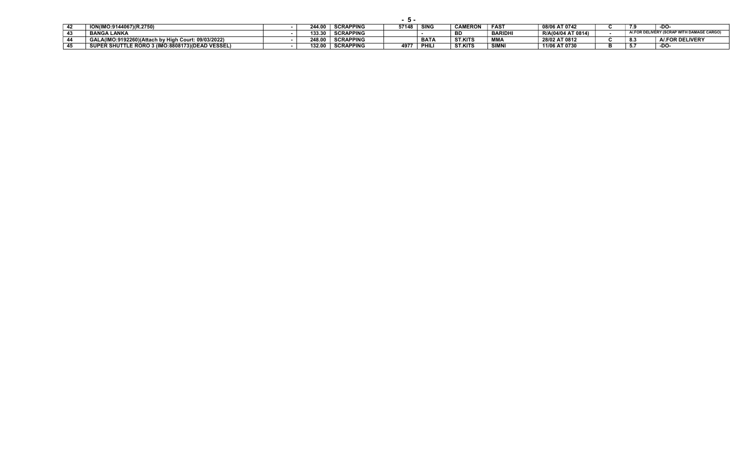| | | | | | | | | | | | | |
|---|---|---|---|---|---|---|---|---|---|---|---|---|
| 42 | ION(IMO:9144067)(R.2750) | - | 244.00 | SCRAPPING | 57148 | SING | CAMERON | FAST | 08/06 AT 0742 | C | 7.9 | -DO- |
| 43 | BANGA LANKA | - | 133.30 | SCRAPPING | | - | BD | BARIDHI | R/A(04/04 AT 0814) | - | A/.FOR DELIVERY (SCRAP WITH DAMAGE CARGO) | |
| 44 | GALA(IMO:9192260)(Attach by High Court: 09/03/2022) | - | 248.00 | SCRAPPING | | BATA | ST.KITS | MMA | 28/02 AT 0812 | C | 8.3 | A/.FOR DELIVERY |
| 45 | SUPER SHUTTLE RORO 3 (IMO:8808173)(DEAD VESSEL) | - | 132.00 | SCRAPPING | 4977 | PHILI | ST.KITS | SIMNI | 11/06 AT 0730 | B | 5.7 | -DO- |